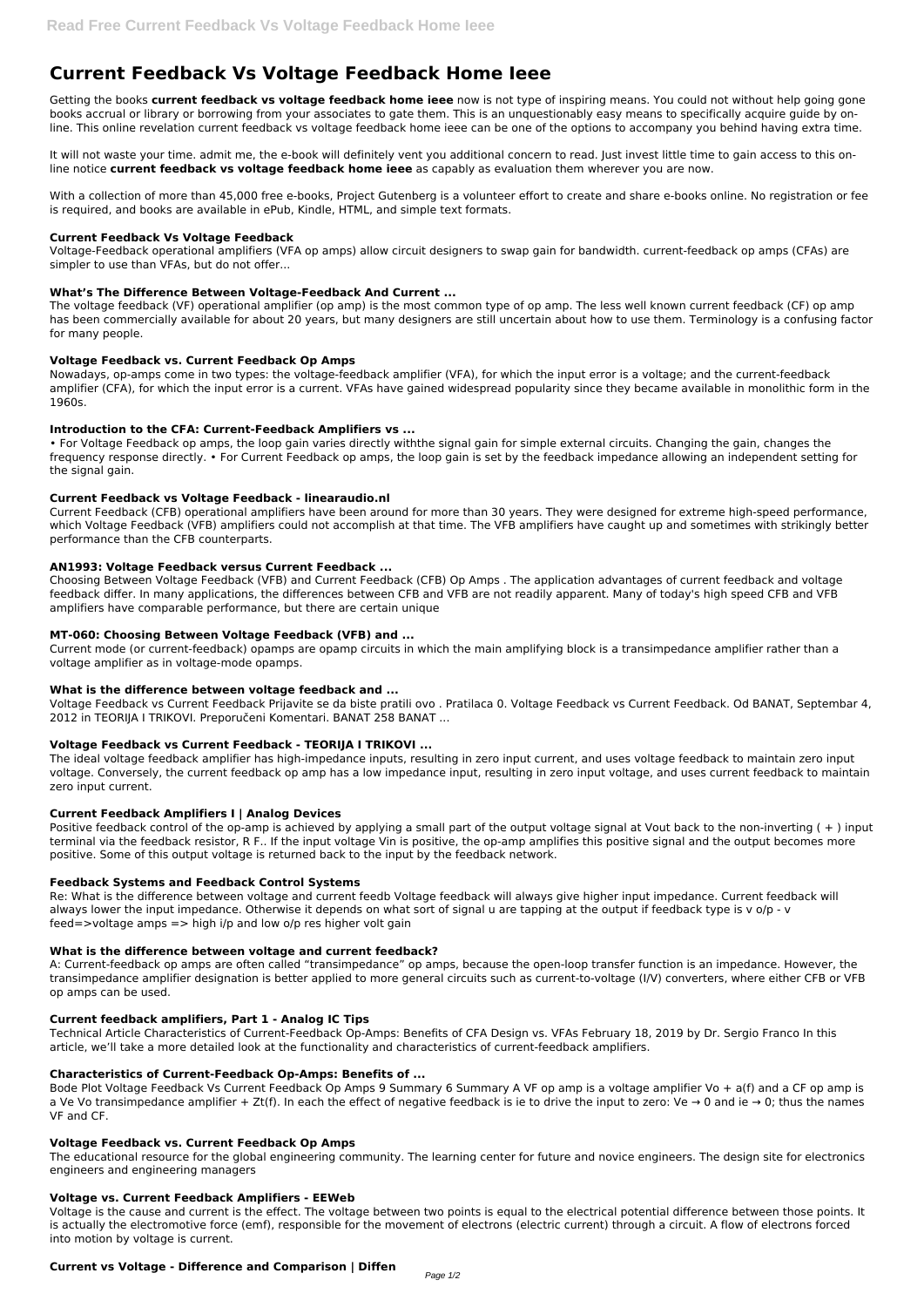# Current Feedback Vs Voltage Feedback Home Ieee

Getting the books **current feedback vs voltage feedback home ieee** now is not type of inspiring means. You could not without help going gone books accrual or library or borrowing from your associates to gate them. This is an unquestionably easy means to specifically acquire guide by on-line. This online revelation current feedback vs voltage feedback home ieee can be one of the options to accompany you behind having extra time.

It will not waste your time. admit me, the e-book will definitely vent you additional concern to read. Just invest little time to gain access to this on-line notice **current feedback vs voltage feedback home ieee** as capably as evaluation them wherever you are now.

With a collection of more than 45,000 free e-books, Project Gutenberg is a volunteer effort to create and share e-books online. No registration or fee is required, and books are available in ePub, Kindle, HTML, and simple text formats.

### Current Feedback Vs Voltage Feedback

Voltage-Feedback operational amplifiers (VFA op amps) allow circuit designers to swap gain for bandwidth. current-feedback op amps (CFAs) are simpler to use than VFAs, but do not offer...

### What's The Difference Between Voltage-Feedback And Current ...

The voltage feedback (VF) operational amplifier (op amp) is the most common type of op amp. The less well known current feedback (CF) op amp has been commercially available for about 20 years, but many designers are still uncertain about how to use them. Terminology is a confusing factor for many people.

### Voltage Feedback vs. Current Feedback Op Amps

Nowadays, op-amps come in two types: the voltage-feedback amplifier (VFA), for which the input error is a voltage; and the current-feedback amplifier (CFA), for which the input error is a current. VFAs have gained widespread popularity since they became available in monolithic form in the 1960s.

### Introduction to the CFA: Current-Feedback Amplifiers vs ...

• For Voltage Feedback op amps, the loop gain varies directly withthe signal gain for simple external circuits. Changing the gain, changes the frequency response directly. • For Current Feedback op amps, the loop gain is set by the feedback impedance allowing an independent setting for the signal gain.

### Current Feedback vs Voltage Feedback - linearaudio.nl

Current Feedback (CFB) operational amplifiers have been around for more than 30 years. They were designed for extreme high-speed performance, which Voltage Feedback (VFB) amplifiers could not accomplish at that time. The VFB amplifiers have caught up and sometimes with strikingly better performance than the CFB counterparts.

### AN1993: Voltage Feedback versus Current Feedback ...

Choosing Between Voltage Feedback (VFB) and Current Feedback (CFB) Op Amps . The application advantages of current feedback and voltage feedback differ. In many applications, the differences between CFB and VFB are not readily apparent. Many of today's high speed CFB and VFB amplifiers have comparable performance, but there are certain unique

### MT-060: Choosing Between Voltage Feedback (VFB) and ...

Current mode (or current-feedback) opamps are opamp circuits in which the main amplifying block is a transimpedance amplifier rather than a voltage amplifier as in voltage-mode opamps.

### What is the difference between voltage feedback and ...

Voltage Feedback vs Current Feedback Prijavite se da biste pratili ovo . Pratilaca 0. Voltage Feedback vs Current Feedback. Od BANAT, Septembar 4, 2012 in TEORIJA I TRIKOVI. Preporučeni Komentari. BANAT 258 BANAT ...

### Voltage Feedback vs Current Feedback - TEORIJA I TRIKOVI ...

The ideal voltage feedback amplifier has high-impedance inputs, resulting in zero input current, and uses voltage feedback to maintain zero input voltage. Conversely, the current feedback op amp has a low impedance input, resulting in zero input voltage, and uses current feedback to maintain zero input current.

### Current Feedback Amplifiers I | Analog Devices

Positive feedback control of the op-amp is achieved by applying a small part of the output voltage signal at Vout back to the non-inverting ( + ) input terminal via the feedback resistor, R F.. If the input voltage Vin is positive, the op-amp amplifies this positive signal and the output becomes more positive. Some of this output voltage is returned back to the input by the feedback network.

### Feedback Systems and Feedback Control Systems

Re: What is the difference between voltage and current feedb Voltage feedback will always give higher input impedance. Current feedback will always lower the input impedance. Otherwise it depends on what sort of signal u are tapping at the output if feedback type is v o/p - v feed=>voltage amps => high i/p and low o/p res higher volt gain

### What is the difference between voltage and current feedback?

A: Current-feedback op amps are often called "transimpedance" op amps, because the open-loop transfer function is an impedance. However, the transimpedance amplifier designation is better applied to more general circuits such as current-to-voltage (I/V) converters, where either CFB or VFB op amps can be used.

### Current feedback amplifiers, Part 1 - Analog IC Tips

Technical Article Characteristics of Current-Feedback Op-Amps: Benefits of CFA Design vs. VFAs February 18, 2019 by Dr. Sergio Franco In this article, we'll take a more detailed look at the functionality and characteristics of current-feedback amplifiers.

### Characteristics of Current-Feedback Op-Amps: Benefits of ...

Bode Plot Voltage Feedback Vs Current Feedback Op Amps 9 Summary 6 Summary A VF op amp is a voltage amplifier Vo + a(f) and a CF op amp is a Ve Vo transimpedance amplifier + Zt(f). In each the effect of negative feedback is ie to drive the input to zero: Ve → 0 and ie → 0; thus the names VF and CF.

### Voltage Feedback vs. Current Feedback Op Amps

The educational resource for the global engineering community. The learning center for future and novice engineers. The design site for electronics engineers and engineering managers

### Voltage vs. Current Feedback Amplifiers - EEWeb

Voltage is the cause and current is the effect. The voltage between two points is equal to the electrical potential difference between those points. It is actually the electromotive force (emf), responsible for the movement of electrons (electric current) through a circuit. A flow of electrons forced into motion by voltage is current.

### Current vs Voltage - Difference and Comparison | Diffen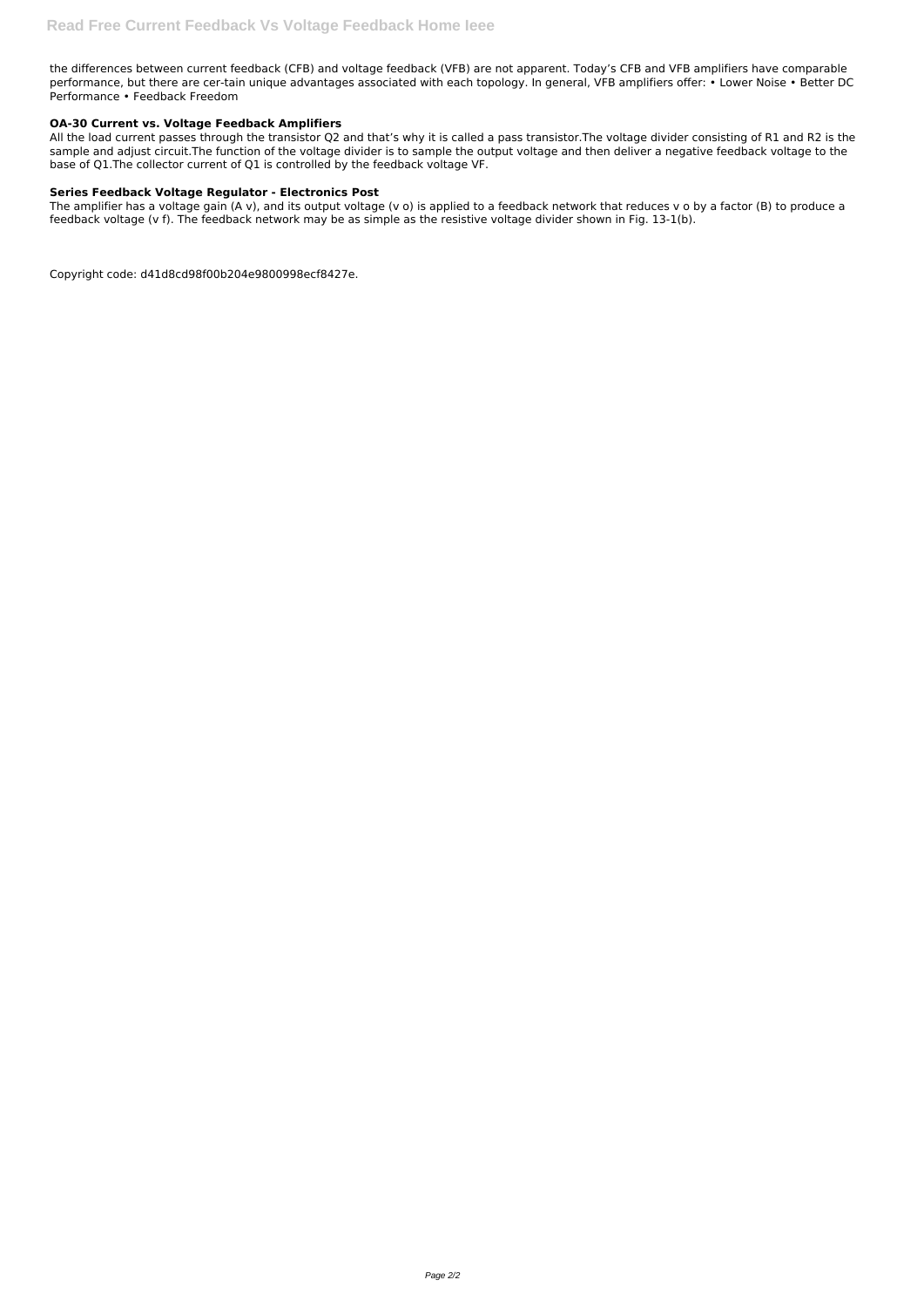the differences between current feedback (CFB) and voltage feedback (VFB) are not apparent. Today's CFB and VFB amplifiers have comparable performance, but there are cer-tain unique advantages associated with each topology. In general, VFB amplifiers offer: • Lower Noise • Better DC Performance • Feedback Freedom

**OA-30 Current vs. Voltage Feedback Amplifiers**

All the load current passes through the transistor Q2 and that's why it is called a pass transistor.The voltage divider consisting of R1 and R2 is the sample and adjust circuit.The function of the voltage divider is to sample the output voltage and then deliver a negative feedback voltage to the base of Q1.The collector current of Q1 is controlled by the feedback voltage VF.

**Series Feedback Voltage Regulator - Electronics Post**

The amplifier has a voltage gain (A v), and its output voltage (v o) is applied to a feedback network that reduces v o by a factor (B) to produce a feedback voltage (v f). The feedback network may be as simple as the resistive voltage divider shown in Fig. 13-1(b).

Copyright code: d41d8cd98f00b204e9800998ecf8427e.